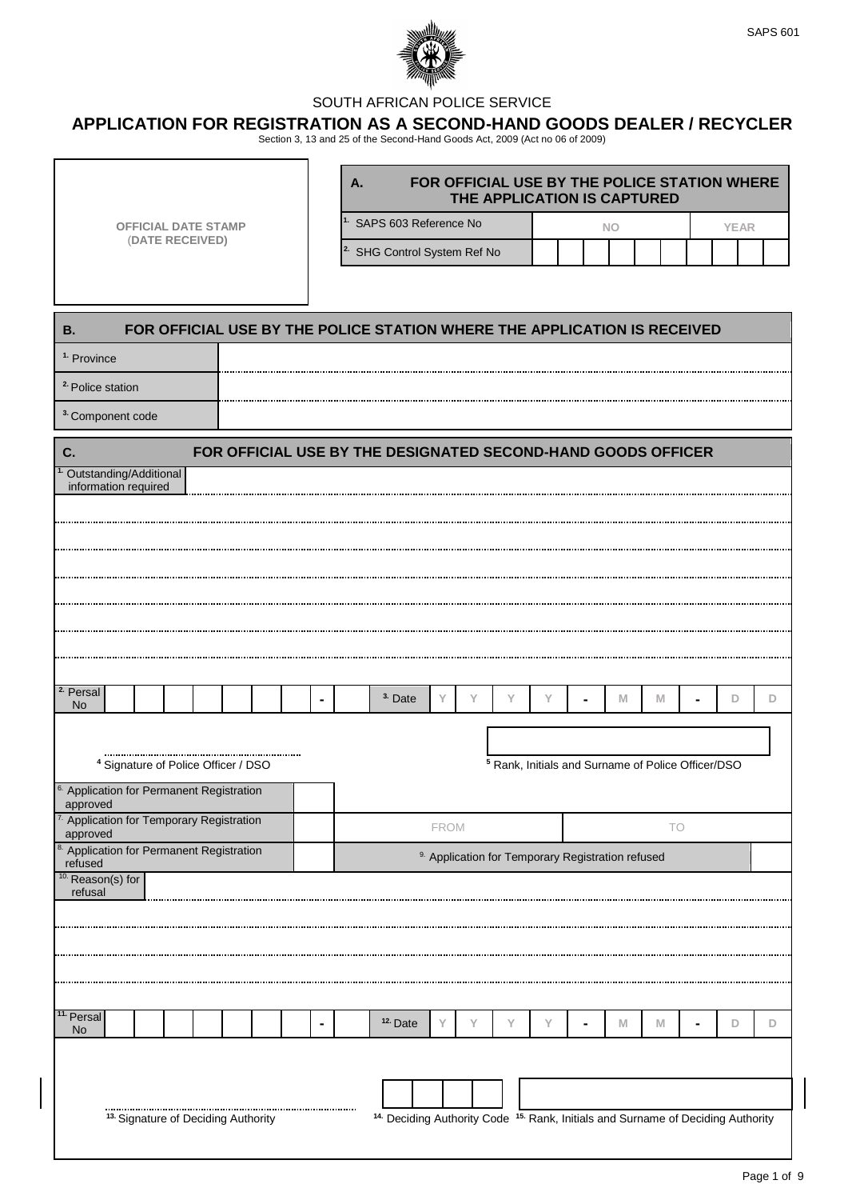SAPS 601

SOUTH AFRICAN POLICE SERVICE

# APPLICATION FOR REGISTRATION AS A SECOND-HAND GOODS DEALER / RECYCLER

Section 3, 13 and 25 of the Second-Hand Goods Act, 2009 (Act no 06 of 2009)

**OFFICIAL DATE STAMP (DATE RECEIVED)**

## A. FOR OFFICIAL USE BY THE POLICE STATION WHERE THE APPLICATION IS CAPTURED

| | | |
|---|---|---|
| 1. SAPS 603 Reference No | NO | YEAR |
| 2. SHG Control System Ref No | | |

## B. FOR OFFICIAL USE BY THE POLICE STATION WHERE THE APPLICATION IS RECEIVED

| | |
|---|---|
| 1. Province | |
| 2. Police station | |
| 3. Component code | |

## C. FOR OFFICIAL USE BY THE DESIGNATED SECOND-HAND GOODS OFFICER

1. Outstanding/Additional information required

2. Persal No \_\_\_\_\_\_\_\_ - \_ 3. Date Y Y Y Y - M M - D D

4 Signature of Police Officer / DSO

5 Rank, Initials and Surname of Police Officer/DSO

| | | | |
|---|---|---|---|
| 6. Application for Permanent Registration approved | | | |
| 7. Application for Temporary Registration approved | | FROM | TO |
| 8. Application for Permanent Registration refused | | 9. Application for Temporary Registration refused | |

10. Reason(s) for refusal

11. Persal No \_\_\_\_\_\_\_\_ - \_ 12. Date Y Y Y Y - M M - D D

13. Signature of Deciding Authority

14. Deciding Authority Code

15. Rank, Initials and Surname of Deciding Authority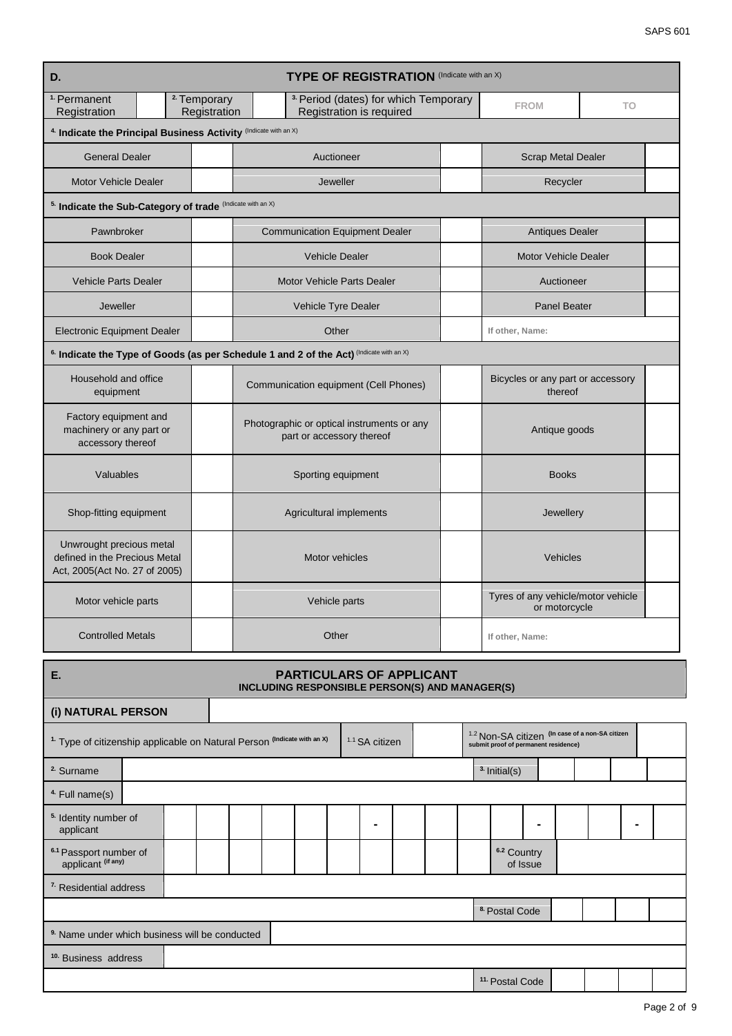## D. TYPE OF REGISTRATION (Indicate with an X)

| 1. Permanent Registration | | 2. Temporary Registration | | 3. Period (dates) for which Temporary Registration is required | FROM | TO |
|---|---|---|---|---|---|---|

**4. Indicate the Principal Business Activity** (Indicate with an X)

| | | | | | |
|---|---|---|---|---|---|
| General Dealer | | Auctioneer | | Scrap Metal Dealer | |
| Motor Vehicle Dealer | | Jeweller | | Recycler | |

**5. Indicate the Sub-Category of trade** (Indicate with an X)

| | | | | | |
|---|---|---|---|---|---|
| Pawnbroker | | Communication Equipment Dealer | | Antiques Dealer | |
| Book Dealer | | Vehicle Dealer | | Motor Vehicle Dealer | |
| Vehicle Parts Dealer | | Motor Vehicle Parts Dealer | | Auctioneer | |
| Jeweller | | Vehicle Tyre Dealer | | Panel Beater | |
| Electronic Equipment Dealer | | Other | | If other, Name: | |

**6. Indicate the Type of Goods (as per Schedule 1 and 2 of the Act)** (Indicate with an X)

| | | | | | |
|---|---|---|---|---|---|
| Household and office equipment | | Communication equipment (Cell Phones) | | Bicycles or any part or accessory thereof | |
| Factory equipment and machinery or any part or accessory thereof | | Photographic or optical instruments or any part or accessory thereof | | Antique goods | |
| Valuables | | Sporting equipment | | Books | |
| Shop-fitting equipment | | Agricultural implements | | Jewellery | |
| Unwrought precious metal defined in the Precious Metal Act, 2005(Act No. 27 of 2005) | | Motor vehicles | | Vehicles | |
| Motor vehicle parts | | Vehicle parts | | Tyres of any vehicle/motor vehicle or motorcycle | |
| Controlled Metals | | Other | | If other, Name: | |

## E. PARTICULARS OF APPLICANT INCLUDING RESPONSIBLE PERSON(S) AND MANAGER(S)

### (i) NATURAL PERSON

| | | | |
|---|---|---|---|
| 1. Type of citizenship applicable on Natural Person (Indicate with an X) | 1.1 SA citizen | | 1.2 Non-SA citizen (In case of a non-SA citizen submit proof of permanent residence) |
| 2. Surname | | 3. Initial(s) | |
| 4. Full name(s) | | | |
| 5. Identity number of applicant | | | |
| 6.1 Passport number of applicant (if any) | | 6.2 Country of Issue | |
| 7. Residential address | | | |
| | | 8. Postal Code | |
| 9. Name under which business will be conducted | | | |
| 10. Business address | | | |
| | | 11. Postal Code | |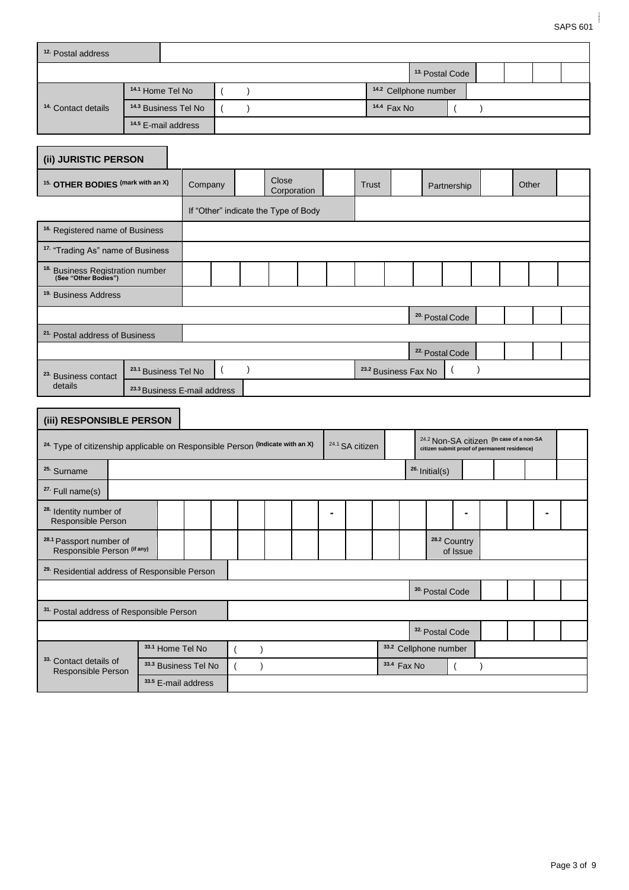| [12.] Postal address | | | | | | | | |
|---|---|---|---|---|---|---|---|---|
| | | | [13.] Postal Code | | | | | |
| [14.] Contact details | [14.1] Home Tel No | (     ) | [14.2] Cellphone number | | | | | |
| | [14.3] Business Tel No | (     ) | [14.4] Fax No | (     ) | | | | |
| | [14.5] E-mail address | | | | | | | |

## (ii) JURISTIC PERSON

| [15.] OTHER BODIES (mark with an X) | Company | | Close Corporation | | Trust | | Partnership | | Other | |
|---|---|---|---|---|---|---|---|---|---|---|
| | If "Other" indicate the Type of Body | | | | | | | | | |

| [16.] Registered name of Business | |
|---|---|
| [17.] "Trading As" name of Business | |

| [18.] Business Registration number (See "Other Bodies") | | | | | | | | | | | | | | |
|---|---|---|---|---|---|---|---|---|---|---|---|---|---|---|

| [19.] Business Address | | | | | |
|---|---|---|---|---|---|
| | [20.] Postal Code | | | | |
| [21.] Postal address of Business | | | | | |
| | [22.] Postal Code | | | | |

| [23.] Business contact details | [23.1] Business Tel No | (     ) | [23.2] Business Fax No | (     ) |
|---|---|---|---|---|
| | [23.3] Business E-mail address | | | |

## (iii) RESPONSIBLE PERSON

| [24.] Type of citizenship applicable on Responsible Person (Indicate with an X) | [24.1] SA citizen | | [24.2] Non-SA citizen (In case of a non-SA citizen submit proof of permanent residence) | |
|---|---|---|---|---|

| [25.] Surname | | [26.] Initial(s) | | | | |
|---|---|---|---|---|---|---|
| [27.] Full name(s) | | | | | | |

| [28.] Identity number of Responsible Person | | | | | | | - | | | | | - | | | - | |
|---|---|---|---|---|---|---|---|---|---|---|---|---|---|---|---|---|
| [28.1] Passport number of Responsible Person (if any) | | | | | | | | | | | [28.2] Country of Issue | | | | | |

| [29.] Residential address of Responsible Person | | | | | |
|---|---|---|---|---|---|
| | [30.] Postal Code | | | | |
| [31.] Postal address of Responsible Person | | | | | |
| | [32.] Postal Code | | | | |

| [33.] Contact details of Responsible Person | [33.1] Home Tel No | (     ) | [33.2] Cellphone number | |
|---|---|---|---|---|
| | [33.3] Business Tel No | (     ) | [33.4] Fax No | (     ) |
| | [33.5] E-mail address | | | |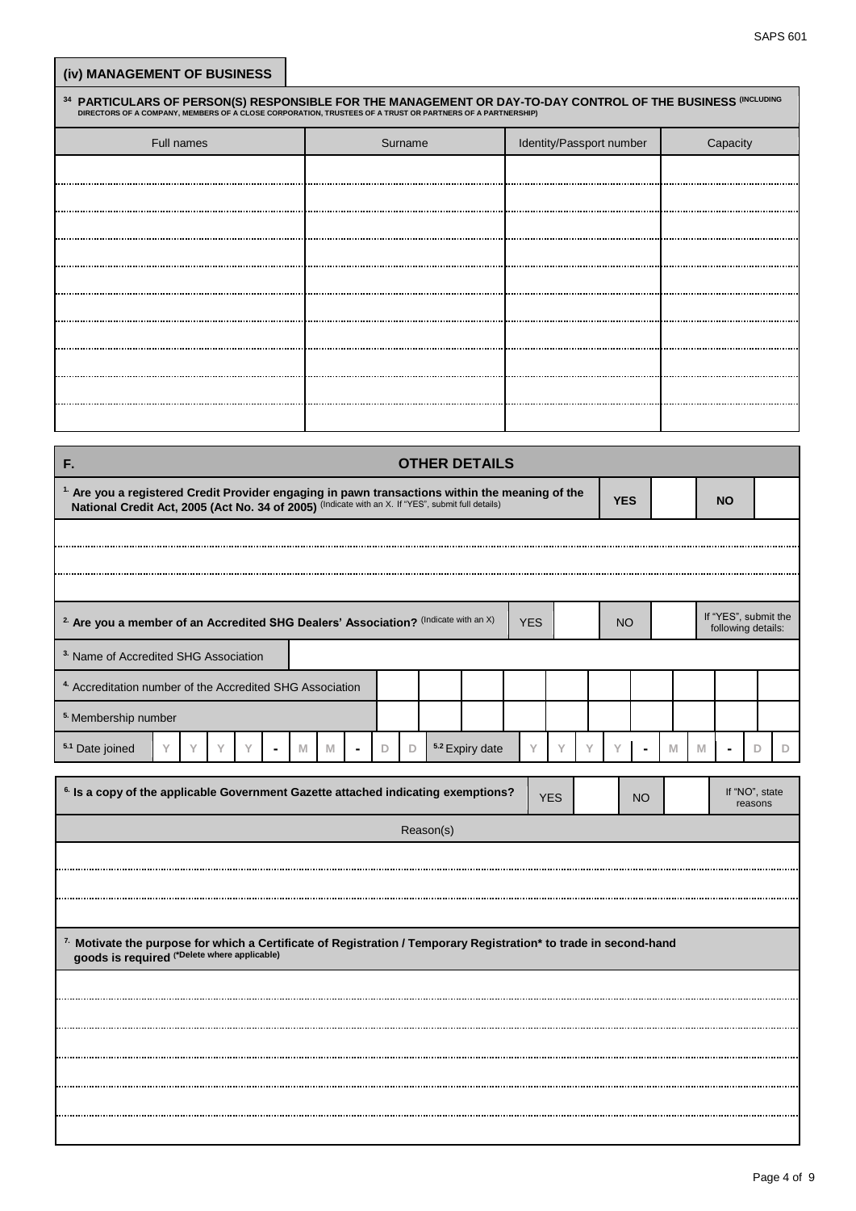## (iv) MANAGEMENT OF BUSINESS

**34 PARTICULARS OF PERSON(S) RESPONSIBLE FOR THE MANAGEMENT OR DAY-TO-DAY CONTROL OF THE BUSINESS** (INCLUDING DIRECTORS OF A COMPANY, MEMBERS OF A CLOSE CORPORATION, TRUSTEES OF A TRUST OR PARTNERS OF A PARTNERSHIP)

| Full names | Surname | Identity/Passport number | Capacity |
|---|---|---|---|
| | | | |
| | | | |
| | | | |
| | | | |
| | | | |
| | | | |
| | | | |
| | | | |
| | | | |
| | | | |

## F. OTHER DETAILS

**1. Are you a registered Credit Provider engaging in pawn transactions within the meaning of the National Credit Act, 2005 (Act No. 34 of 2005)** (Indicate with an X. If "YES", submit full details)

| YES | | NO | |
|---|---|---|---|

.......................................................................................................................................

.......................................................................................................................................

.......................................................................................................................................

**2. Are you a member of an Accredited SHG Dealers' Association?** (Indicate with an X)

| YES | | NO | | If "YES", submit the following details: |
|---|---|---|---|---|

| | |
|---|---|
| 3. Name of Accredited SHG Association | |
| 4. Accreditation number of the Accredited SHG Association | |
| 5. Membership number | |

| 5.1 Date joined | Y | Y | Y | Y | - | M | M | - | D | D | 5.2 Expiry date | Y | Y | Y | Y | - | M | M | - | D | D |
|---|---|---|---|---|---|---|---|---|---|---|---|---|---|---|---|---|---|---|---|---|---|

**6. Is a copy of the applicable Government Gazette attached indicating exemptions?**

| YES | | NO | | If "NO", state reasons |
|---|---|---|---|---|

| Reason(s) |
|---|
| |
| |
| |

**7. Motivate the purpose for which a Certificate of Registration / Temporary Registration* to trade in second-hand goods is required** (*Delete where applicable)

.......................................................................................................................................

.......................................................................................................................................

.......................................................................................................................................

.......................................................................................................................................

.......................................................................................................................................

.......................................................................................................................................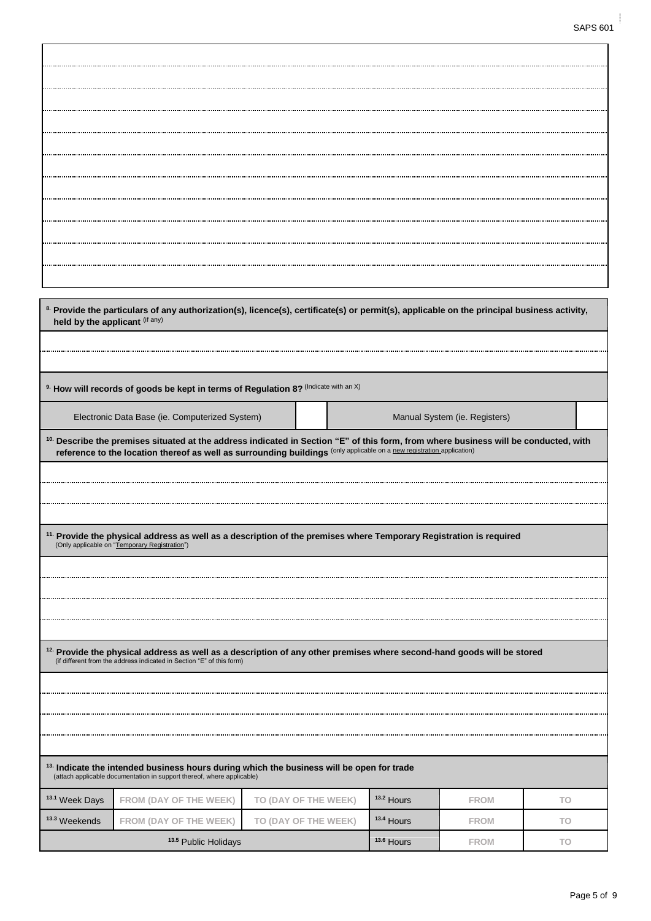**8. Provide the particulars of any authorization(s), licence(s), certificate(s) or permit(s), applicable on the principal business activity, held by the applicant** (if any)

**9. How will records of goods be kept in terms of Regulation 8?** (Indicate with an X)

| Electronic Data Base (ie. Computerized System) | | Manual System (ie. Registers) | |
|---|---|---|---|

**10. Describe the premises situated at the address indicated in Section "E" of this form, from where business will be conducted, with reference to the location thereof as well as surrounding buildings** (only applicable on a new registration application)

**11. Provide the physical address as well as a description of the premises where Temporary Registration is required**
(Only applicable on "Temporary Registration")

**12. Provide the physical address as well as a description of any other premises where second-hand goods will be stored**
(if different from the address indicated in Section "E" of this form)

**13. Indicate the intended business hours during which the business will be open for trade**
(attach applicable documentation in support thereof, where applicable)

| 13.1 Week Days | FROM (DAY OF THE WEEK) | TO (DAY OF THE WEEK) | 13.2 Hours | FROM | TO |
|---|---|---|---|---|---|
| 13.3 Weekends | FROM (DAY OF THE WEEK) | TO (DAY OF THE WEEK) | 13.4 Hours | FROM | TO |
| 13.5 Public Holidays | | | 13.6 Hours | FROM | TO |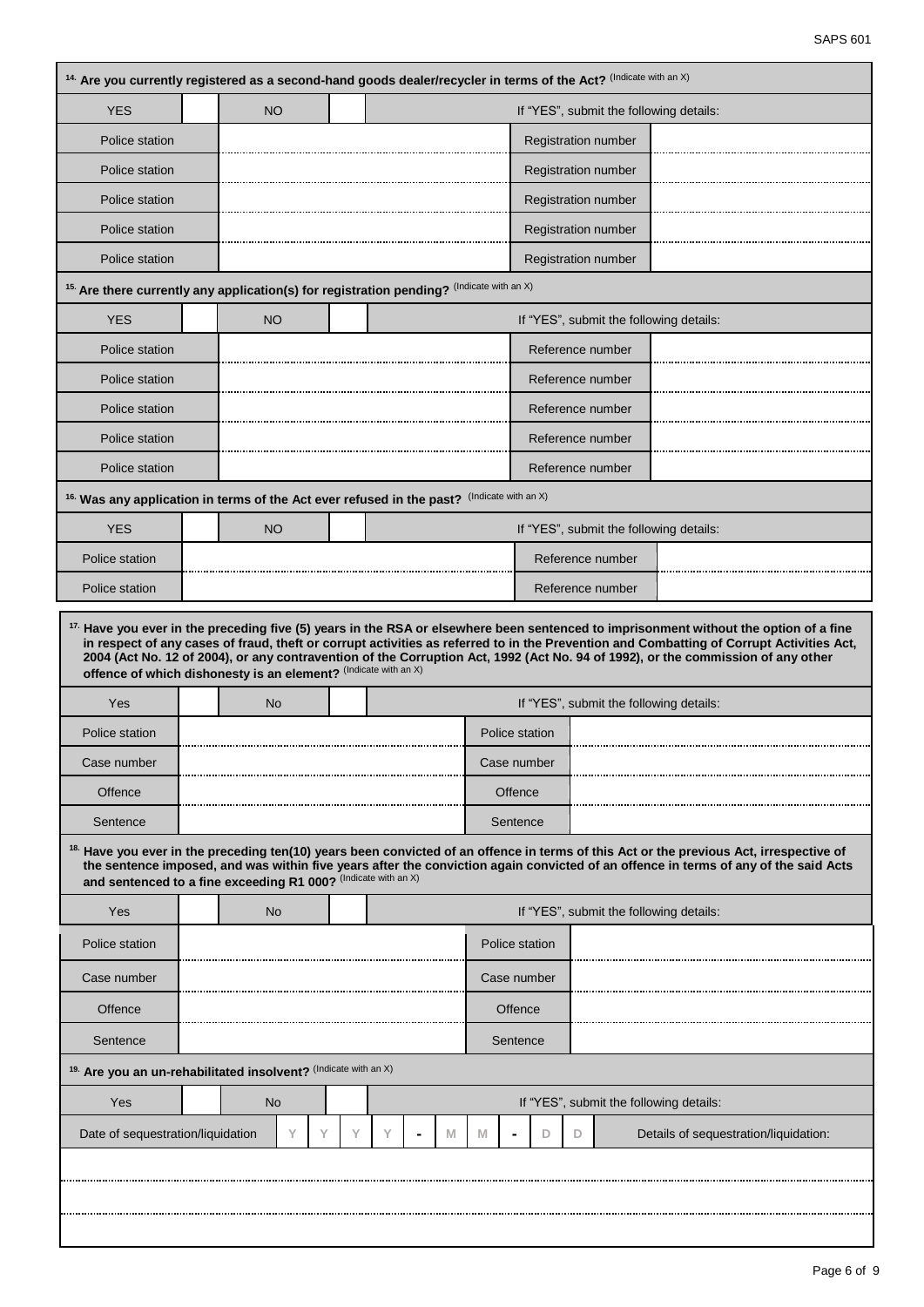**14. Are you currently registered as a second-hand goods dealer/recycler in terms of the Act?** (Indicate with an X)

| YES | | NO | | If "YES", submit the following details: | |
|---|---|---|---|---|---|
| Police station | | | | Registration number | |
| Police station | | | | Registration number | |
| Police station | | | | Registration number | |
| Police station | | | | Registration number | |
| Police station | | | | Registration number | |

**15. Are there currently any application(s) for registration pending?** (Indicate with an X)

| YES | | NO | | If "YES", submit the following details: | |
|---|---|---|---|---|---|
| Police station | | | | Reference number | |
| Police station | | | | Reference number | |
| Police station | | | | Reference number | |
| Police station | | | | Reference number | |
| Police station | | | | Reference number | |

**16. Was any application in terms of the Act ever refused in the past?** (Indicate with an X)

| YES | | NO | | If "YES", submit the following details: | |
|---|---|---|---|---|---|
| Police station | | | | Reference number | |
| Police station | | | | Reference number | |

**17. Have you ever in the preceding five (5) years in the RSA or elsewhere been sentenced to imprisonment without the option of a fine in respect of any cases of fraud, theft or corrupt activities as referred to in the Prevention and Combatting of Corrupt Activities Act, 2004 (Act No. 12 of 2004), or any contravention of the Corruption Act, 1992 (Act No. 94 of 1992), or the commission of any other offence of which dishonesty is an element?** (Indicate with an X)

| Yes | | No | | If "YES", submit the following details: | |
|---|---|---|---|---|---|
| Police station | | | | Police station | |
| Case number | | | | Case number | |
| Offence | | | | Offence | |
| Sentence | | | | Sentence | |

**18. Have you ever in the preceding ten(10) years been convicted of an offence in terms of this Act or the previous Act, irrespective of the sentence imposed, and was within five years after the conviction again convicted of an offence in terms of any of the said Acts and sentenced to a fine exceeding R1 000?** (Indicate with an X)

| Yes | | No | | If "YES", submit the following details: | |
|---|---|---|---|---|---|
| Police station | | | | Police station | |
| Case number | | | | Case number | |
| Offence | | | | Offence | |
| Sentence | | | | Sentence | |

**19. Are you an un-rehabilitated insolvent?** (Indicate with an X)

| Yes | | No | | If "YES", submit the following details: |
|---|---|---|---|---|
| Date of sequestration/liquidation | Y Y Y Y - M M - D D | | | Details of sequestration/liquidation: |
| | | | | |
| | | | | |
| | | | | |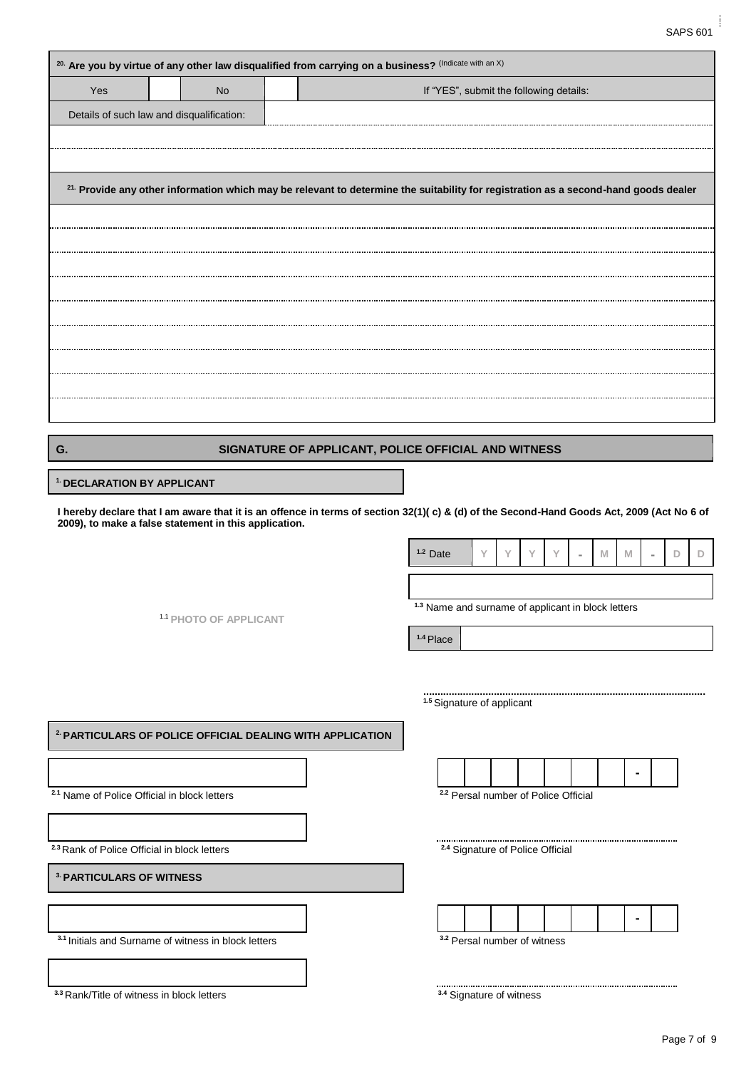| 20. Are you by virtue of any other law disqualified from carrying on a business? (Indicate with an X) | | | | |
|---|---|---|---|---|
| Yes | | No | | If "YES", submit the following details: |
| Details of such law and disqualification: | | | | |
| | | | | |
| | | | | |

| 21. Provide any other information which may be relevant to determine the suitability for registration as a second-hand goods dealer |
|---|
| |
| |
| |
| |
| |
| |
| |
| |
| |

## G. SIGNATURE OF APPLICANT, POLICE OFFICIAL AND WITNESS

**1. DECLARATION BY APPLICANT**

**I hereby declare that I am aware that it is an offence in terms of section 32(1)( c) & (d) of the Second-Hand Goods Act, 2009 (Act No 6 of 2009), to make a false statement in this application.**

1.1 PHOTO OF APPLICANT

| 1.2 Date | Y | Y | Y | Y | - | M | M | - | D | D |
|---|---|---|---|---|---|---|---|---|---|---|

1.3 Name and surname of applicant in block letters

1.4 Place

..............................................................................................
1.5 Signature of applicant

**2. PARTICULARS OF POLICE OFFICIAL DEALING WITH APPLICATION**

2.1 Name of Police Official in block letters

| | | | | | | | | - | |
|---|---|---|---|---|---|---|---|---|---|

2.2 Persal number of Police Official

2.3 Rank of Police Official in block letters

..............................................................................................
2.4 Signature of Police Official

**3. PARTICULARS OF WITNESS**

3.1 Initials and Surname of witness in block letters

| | | | | | | | | - | |
|---|---|---|---|---|---|---|---|---|---|

3.2 Persal number of witness

3.3 Rank/Title of witness in block letters

..............................................................................................
3.4 Signature of witness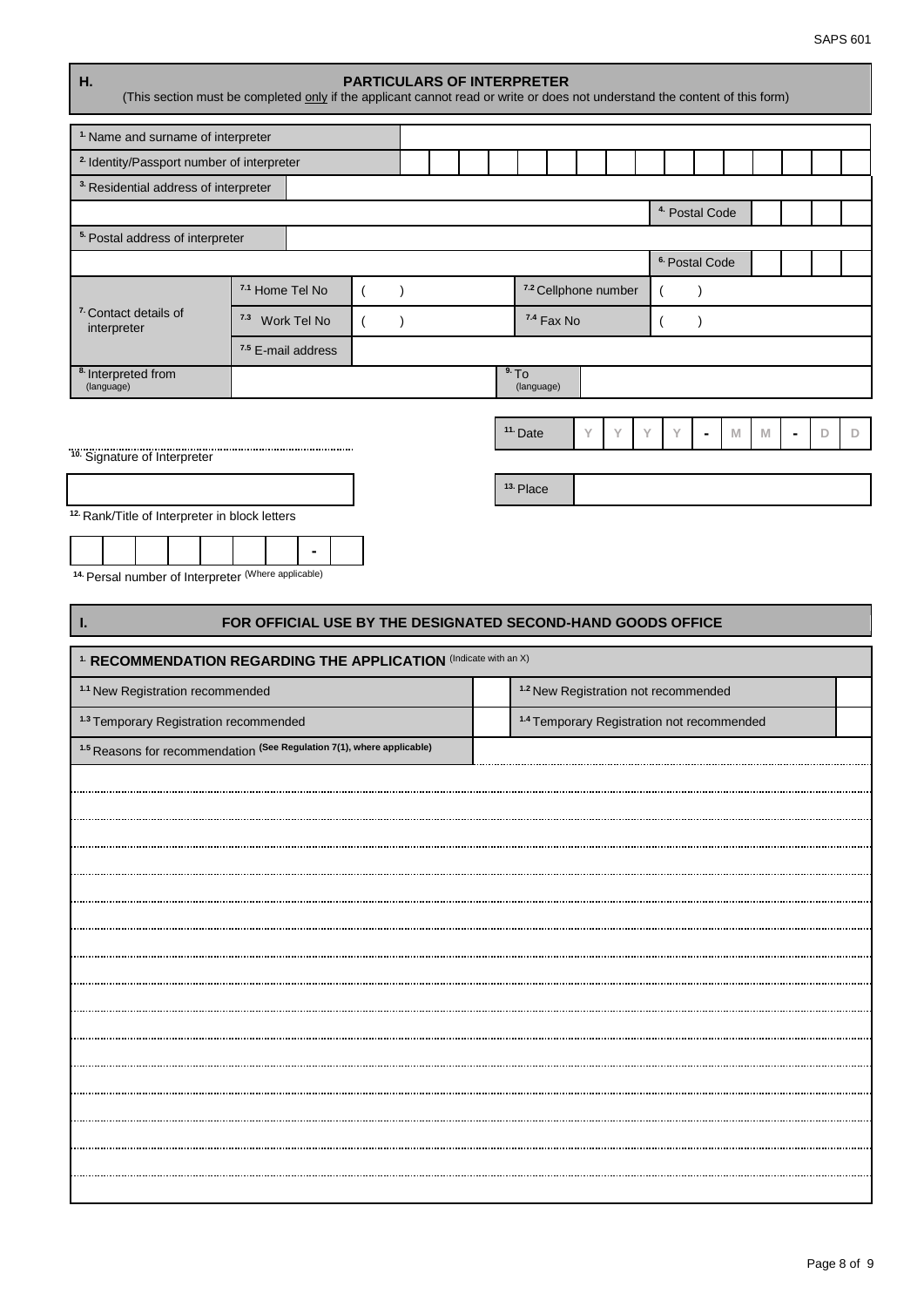## H. PARTICULARS OF INTERPRETER

(This section must be completed only if the applicant cannot read or write or does not understand the content of this form)

| | | | | |
|---|---|---|---|---|
| 1. Name and surname of interpreter | | | | |
| 2. Identity/Passport number of interpreter | | | | |
| 3. Residential address of interpreter | | | | |
| | | | 4. Postal Code | |
| 5. Postal address of interpreter | | | | |
| | | | 6. Postal Code | |
| 7. Contact details of interpreter | 7.1 Home Tel No | ( ) | 7.2 Cellphone number | ( ) |
| | 7.3 Work Tel No | ( ) | 7.4 Fax No | ( ) |
| | 7.5 E-mail address | | | |
| 8. Interpreted from (language) | | | 9. To (language) | |

10. Signature of Interpreter

11. Date | Y | Y | Y | Y | - | M | M | - | D | D |

12. Rank/Title of Interpreter in block letters

13. Place

| | | | | | | | - | |
|---|---|---|---|---|---|---|---|---|

14. Persal number of Interpreter (Where applicable)

## I. FOR OFFICIAL USE BY THE DESIGNATED SECOND-HAND GOODS OFFICE

| 1. RECOMMENDATION REGARDING THE APPLICATION (Indicate with an X) | | | |
|---|---|---|---|
| 1.1 New Registration recommended | | 1.2 New Registration not recommended | |
| 1.3 Temporary Registration recommended | | 1.4 Temporary Registration not recommended | |
| 1.5 Reasons for recommendation (See Regulation 7(1), where applicable) | | | |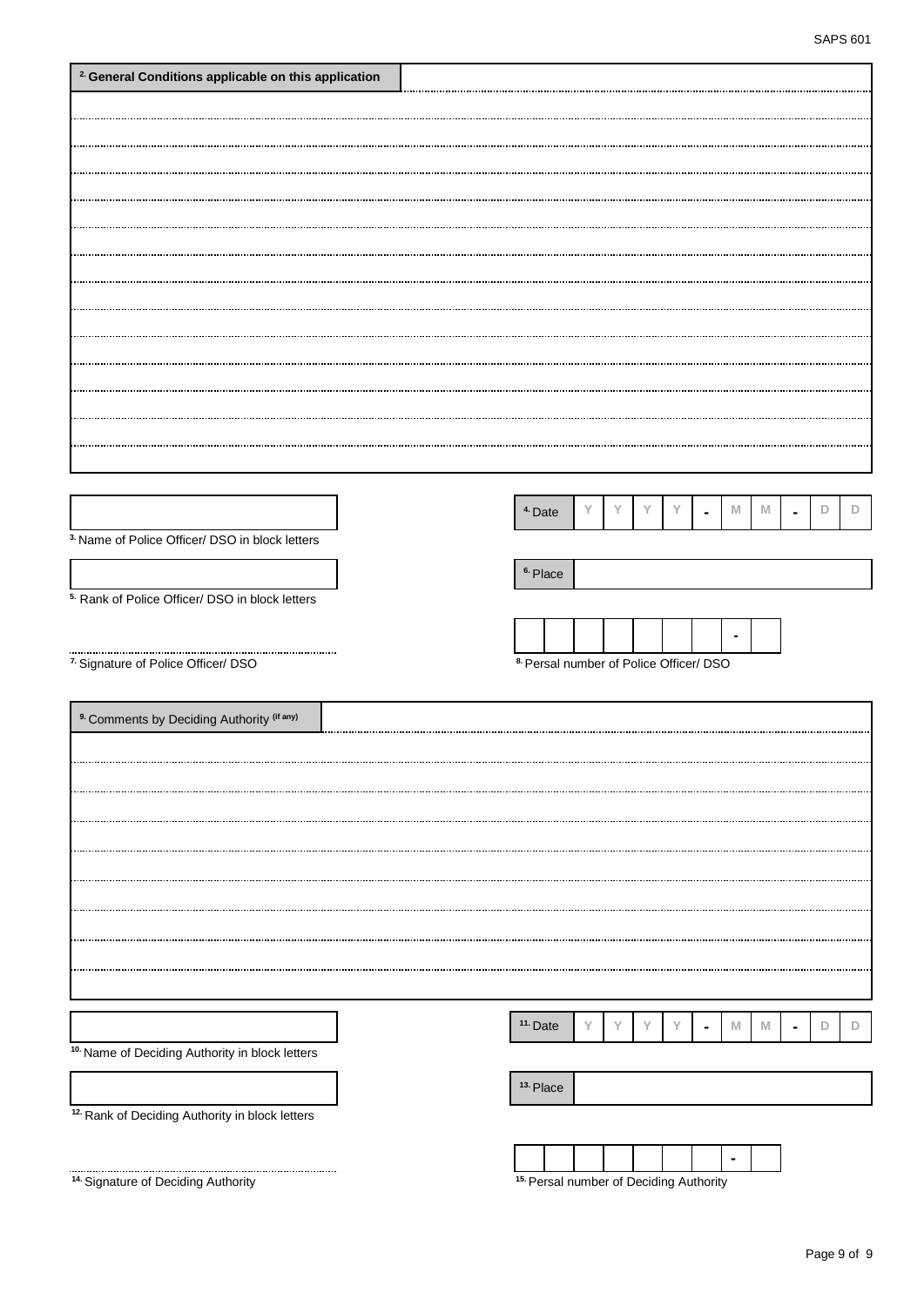**[2] General Conditions applicable on this application**

| | | | | | | | | | | | | |
|---|---|---|---|---|---|---|---|---|---|---|---|---|
| | [4] Date | Y | Y | Y | Y | - | M | M | - | D | D |

[3] Name of Police Officer/ DSO in block letters

| | |
|---|---|
| [6] Place | |

[5] Rank of Police Officer/ DSO in block letters

| | | | | | | | | |
|---|---|---|---|---|---|---|---|---|
| | | | | | | | - | |

[7] Signature of Police Officer/ DSO

[8] Persal number of Police Officer/ DSO

**[9] Comments by Deciding Authority (if any)**

| | | | | | | | | | | |
|---|---|---|---|---|---|---|---|---|---|---|
| [11] Date | Y | Y | Y | Y | - | M | M | - | D | D |

[10] Name of Deciding Authority in block letters

| | |
|---|---|
| [13] Place | |

[12] Rank of Deciding Authority in block letters

| | | | | | | | | |
|---|---|---|---|---|---|---|---|---|
| | | | | | | | - | |

[14] Signature of Deciding Authority

[15] Persal number of Deciding Authority